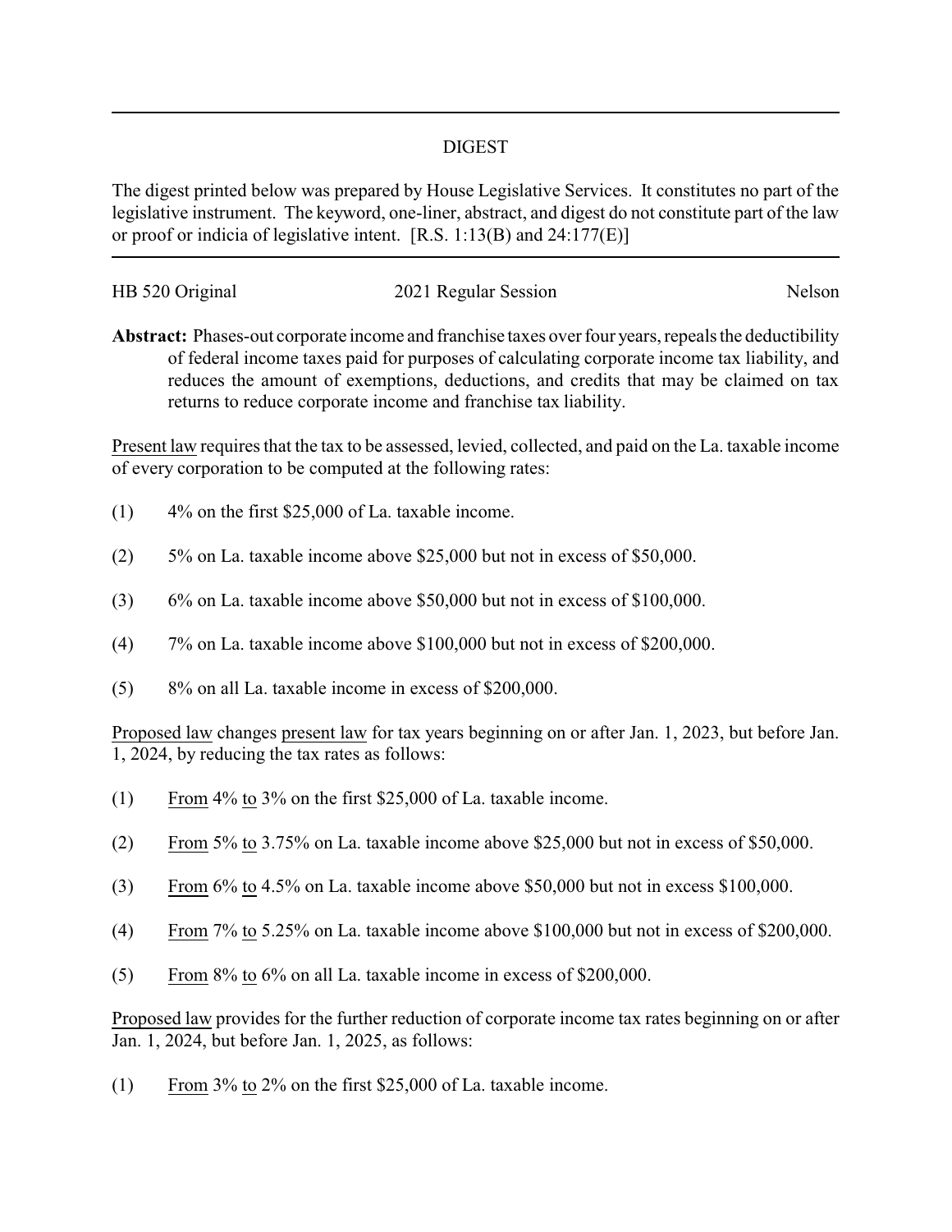# DIGEST

The digest printed below was prepared by House Legislative Services. It constitutes no part of the legislative instrument. The keyword, one-liner, abstract, and digest do not constitute part of the law or proof or indicia of legislative intent. [R.S. 1:13(B) and 24:177(E)]

---

HB 520 Original | 2021 Regular Session | Nelson

**Abstract:** Phases-out corporate income and franchise taxes over four years, repeals the deductibility of federal income taxes paid for purposes of calculating corporate income tax liability, and reduces the amount of exemptions, deductions, and credits that may be claimed on tax returns to reduce corporate income and franchise tax liability.

Present law requires that the tax to be assessed, levied, collected, and paid on the La. taxable income of every corporation to be computed at the following rates:

(1) 4% on the first $25,000 of La. taxable income.

(2) 5% on La. taxable income above $25,000 but not in excess of $50,000.

(3) 6% on La. taxable income above $50,000 but not in excess of $100,000.

(4) 7% on La. taxable income above $100,000 but not in excess of $200,000.

(5) 8% on all La. taxable income in excess of $200,000.

Proposed law changes present law for tax years beginning on or after Jan. 1, 2023, but before Jan. 1, 2024, by reducing the tax rates as follows:

(1) From 4% to 3% on the first $25,000 of La. taxable income.

(2) From 5% to 3.75% on La. taxable income above $25,000 but not in excess of $50,000.

(3) From 6% to 4.5% on La. taxable income above $50,000 but not in excess $100,000.

(4) From 7% to 5.25% on La. taxable income above $100,000 but not in excess of $200,000.

(5) From 8% to 6% on all La. taxable income in excess of $200,000.

Proposed law provides for the further reduction of corporate income tax rates beginning on or after Jan. 1, 2024, but before Jan. 1, 2025, as follows:

(1) From 3% to 2% on the first $25,000 of La. taxable income.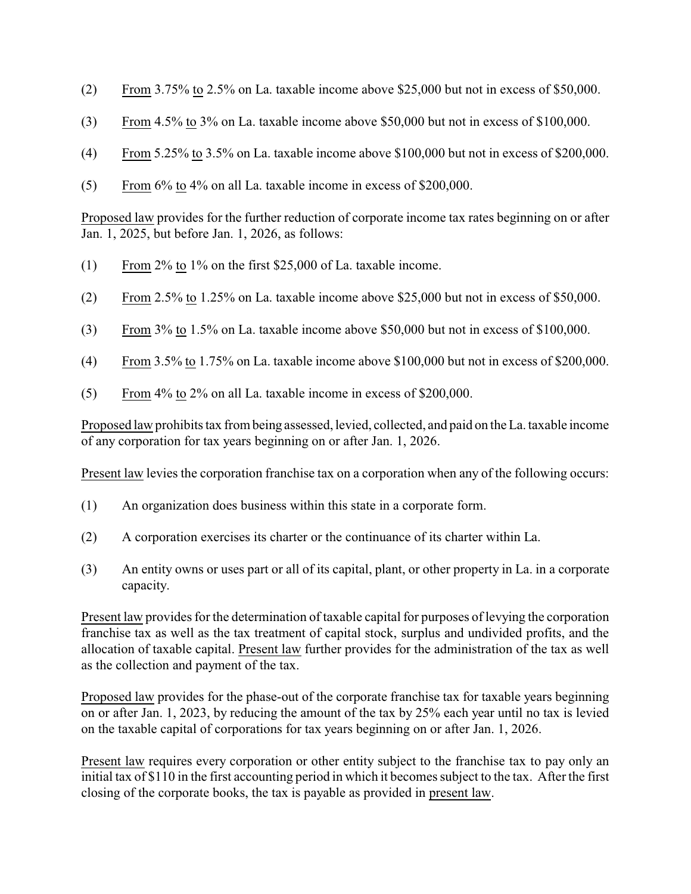(2) From 3.75% to 2.5% on La. taxable income above $25,000 but not in excess of $50,000.

(3) From 4.5% to 3% on La. taxable income above $50,000 but not in excess of $100,000.

(4) From 5.25% to 3.5% on La. taxable income above $100,000 but not in excess of $200,000.

(5) From 6% to 4% on all La. taxable income in excess of $200,000.

Proposed law provides for the further reduction of corporate income tax rates beginning on or after Jan. 1, 2025, but before Jan. 1, 2026, as follows:

(1) From 2% to 1% on the first $25,000 of La. taxable income.

(2) From 2.5% to 1.25% on La. taxable income above $25,000 but not in excess of $50,000.

(3) From 3% to 1.5% on La. taxable income above $50,000 but not in excess of $100,000.

(4) From 3.5% to 1.75% on La. taxable income above $100,000 but not in excess of $200,000.

(5) From 4% to 2% on all La. taxable income in excess of $200,000.

Proposed law prohibits tax from being assessed, levied, collected, and paid on the La. taxable income of any corporation for tax years beginning on or after Jan. 1, 2026.

Present law levies the corporation franchise tax on a corporation when any of the following occurs:

(1) An organization does business within this state in a corporate form.

(2) A corporation exercises its charter or the continuance of its charter within La.

(3) An entity owns or uses part or all of its capital, plant, or other property in La. in a corporate capacity.

Present law provides for the determination of taxable capital for purposes of levying the corporation franchise tax as well as the tax treatment of capital stock, surplus and undivided profits, and the allocation of taxable capital. Present law further provides for the administration of the tax as well as the collection and payment of the tax.

Proposed law provides for the phase-out of the corporate franchise tax for taxable years beginning on or after Jan. 1, 2023, by reducing the amount of the tax by 25% each year until no tax is levied on the taxable capital of corporations for tax years beginning on or after Jan. 1, 2026.

Present law requires every corporation or other entity subject to the franchise tax to pay only an initial tax of $110 in the first accounting period in which it becomes subject to the tax. After the first closing of the corporate books, the tax is payable as provided in present law.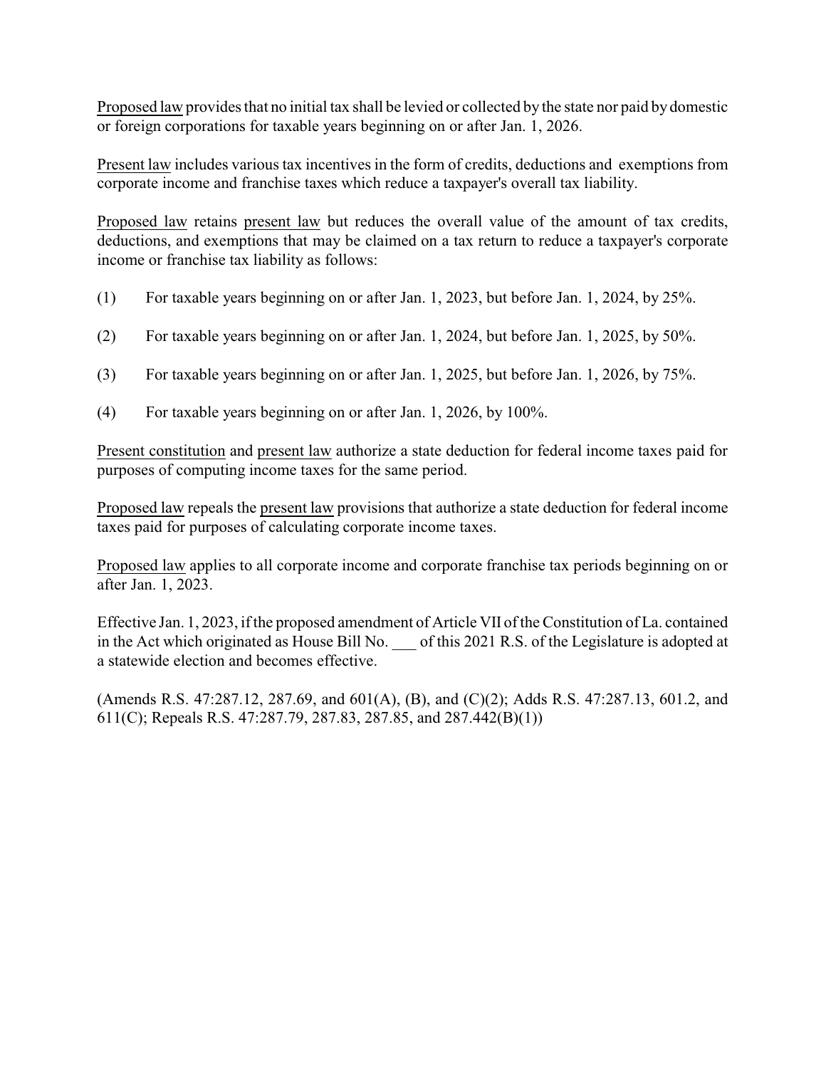Proposed law provides that no initial tax shall be levied or collected by the state nor paid by domestic or foreign corporations for taxable years beginning on or after Jan. 1, 2026.

Present law includes various tax incentives in the form of credits, deductions and exemptions from corporate income and franchise taxes which reduce a taxpayer's overall tax liability.

Proposed law retains present law but reduces the overall value of the amount of tax credits, deductions, and exemptions that may be claimed on a tax return to reduce a taxpayer's corporate income or franchise tax liability as follows:

(1) For taxable years beginning on or after Jan. 1, 2023, but before Jan. 1, 2024, by 25%.

(2) For taxable years beginning on or after Jan. 1, 2024, but before Jan. 1, 2025, by 50%.

(3) For taxable years beginning on or after Jan. 1, 2025, but before Jan. 1, 2026, by 75%.

(4) For taxable years beginning on or after Jan. 1, 2026, by 100%.

Present constitution and present law authorize a state deduction for federal income taxes paid for purposes of computing income taxes for the same period.

Proposed law repeals the present law provisions that authorize a state deduction for federal income taxes paid for purposes of calculating corporate income taxes.

Proposed law applies to all corporate income and corporate franchise tax periods beginning on or after Jan. 1, 2023.

Effective Jan. 1, 2023, if the proposed amendment of Article VII of the Constitution of La. contained in the Act which originated as House Bill No. ___ of this 2021 R.S. of the Legislature is adopted at a statewide election and becomes effective.

(Amends R.S. 47:287.12, 287.69, and 601(A), (B), and (C)(2); Adds R.S. 47:287.13, 601.2, and 611(C); Repeals R.S. 47:287.79, 287.83, 287.85, and 287.442(B)(1))